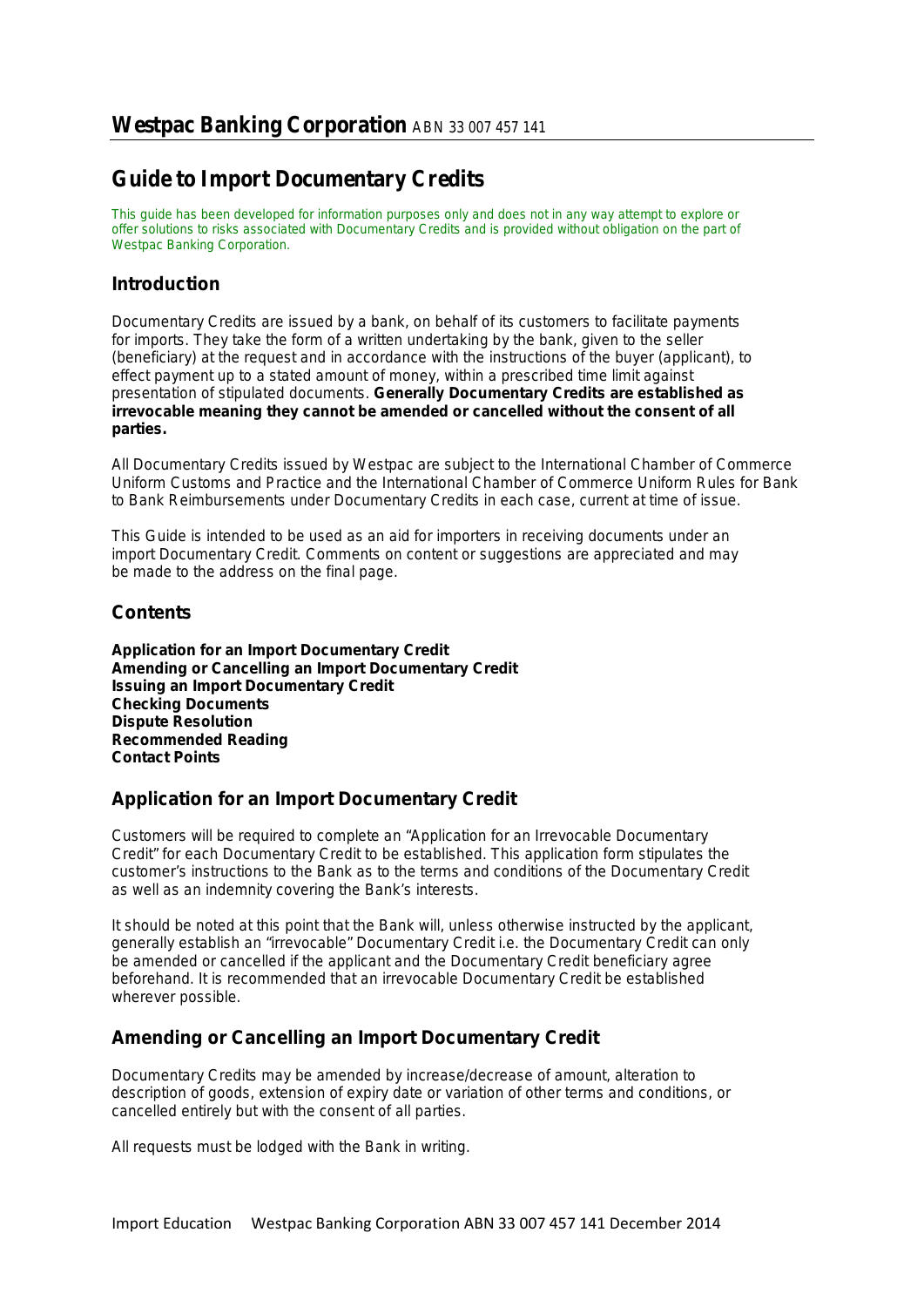# Westpac Banking Corporation ABN 33 007 457 141

## Guide to Import Documentary Credits

This guide has been developed for information purposes only and does not in any way attempt to explore or offer solutions to risks associated with Documentary Credits and is provided without obligation on the part of Westpac Banking Corporation.

### Introduction

Documentary Credits are issued by a bank, on behalf of its customers to facilitate payments for imports. They take the form of a written undertaking by the bank, given to the seller (beneficiary) at the request and in accordance with the instructions of the buyer (applicant), to effect payment up to a stated amount of money, within a prescribed time limit against presentation of stipulated documents. **Generally Documentary Credits are established as irrevocable meaning they cannot be amended or cancelled without the consent of all parties.**

All Documentary Credits issued by Westpac are subject to the International Chamber of Commerce Uniform Customs and Practice and the International Chamber of Commerce Uniform Rules for Bank to Bank Reimbursements under Documentary Credits in each case, current at time of issue.

This Guide is intended to be used as an aid for importers in receiving documents under an import Documentary Credit. Comments on content or suggestions are appreciated and may be made to the address on the final page.

### Contents

**Application for an Import Documentary Credit**
**Amending or Cancelling an Import Documentary Credit**
**Issuing an Import Documentary Credit**
**Checking Documents**
**Dispute Resolution**
**Recommended Reading**
**Contact Points**

### Application for an Import Documentary Credit

Customers will be required to complete an "Application for an Irrevocable Documentary Credit" for each Documentary Credit to be established. This application form stipulates the customer's instructions to the Bank as to the terms and conditions of the Documentary Credit as well as an indemnity covering the Bank's interests.

It should be noted at this point that the Bank will, unless otherwise instructed by the applicant, generally establish an "irrevocable" Documentary Credit i.e. the Documentary Credit can only be amended or cancelled if the applicant and the Documentary Credit beneficiary agree beforehand. It is recommended that an irrevocable Documentary Credit be established wherever possible.

### Amending or Cancelling an Import Documentary Credit

Documentary Credits may be amended by increase/decrease of amount, alteration to description of goods, extension of expiry date or variation of other terms and conditions, or cancelled entirely but with the consent of all parties.

All requests must be lodged with the Bank in writing.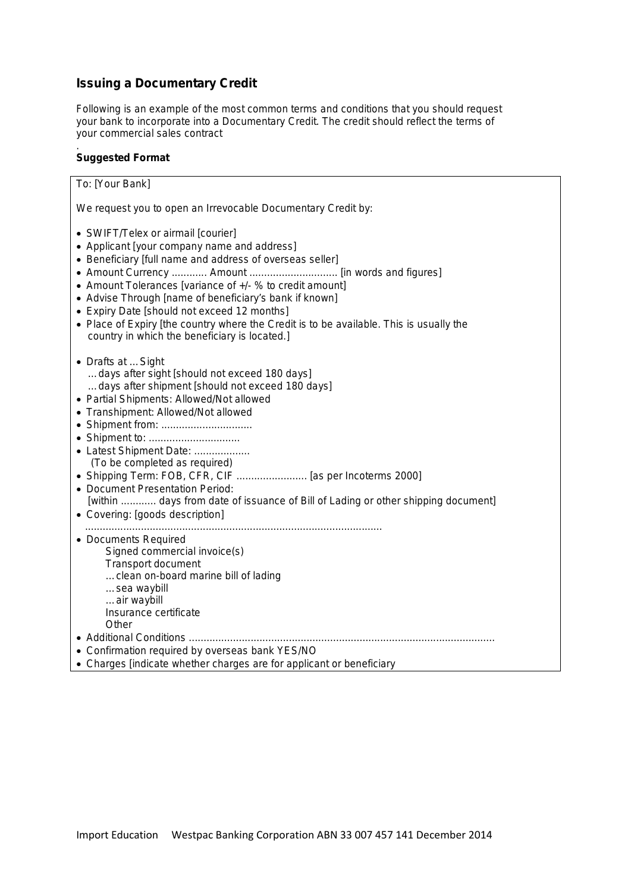## Issuing a Documentary Credit

Following is an example of the most common terms and conditions that you should request your bank to incorporate into a Documentary Credit. The credit should reflect the terms of your commercial sales contract

.

**Suggested Format**

To: [Your Bank]

We request you to open an Irrevocable Documentary Credit by:

- SWIFT/Telex or airmail [courier]
- Applicant [your company name and address]
- Beneficiary [full name and address of overseas seller]
- Amount Currency ............ Amount .............................. [in words and figures]
- Amount Tolerances [variance of +/- % to credit amount]
- Advise Through [name of beneficiary's bank if known]
- Expiry Date [should not exceed 12 months]
- Place of Expiry [the country where the Credit is to be available. This is usually the country in which the beneficiary is located.]

- Drafts at ... Sight
  ... days after sight [should not exceed 180 days]
  ... days after shipment [should not exceed 180 days]
- Partial Shipments: Allowed/Not allowed
- Transhipment: Allowed/Not allowed
- Shipment from: ...............................
- Shipment to: ...............................
- Latest Shipment Date: ...................
  (To be completed as required)
- Shipping Term: FOB, CFR, CIF ........................ [as per Incoterms 2000]
- Document Presentation Period:
  [within ............ days from date of issuance of Bill of Lading or other shipping document]
- Covering: [goods description]
  ....................................................................................................
- Documents Required
  - Signed commercial invoice(s)
  - Transport document
    - ... clean on-board marine bill of lading
    - ... sea waybill
    - ... air waybill
  - Insurance certificate
  - Other
- Additional Conditions .......................................................................................................
- Confirmation required by overseas bank YES/NO
- Charges [indicate whether charges are for applicant or beneficiary

Import Education Westpac Banking Corporation ABN 33 007 457 141 December 2014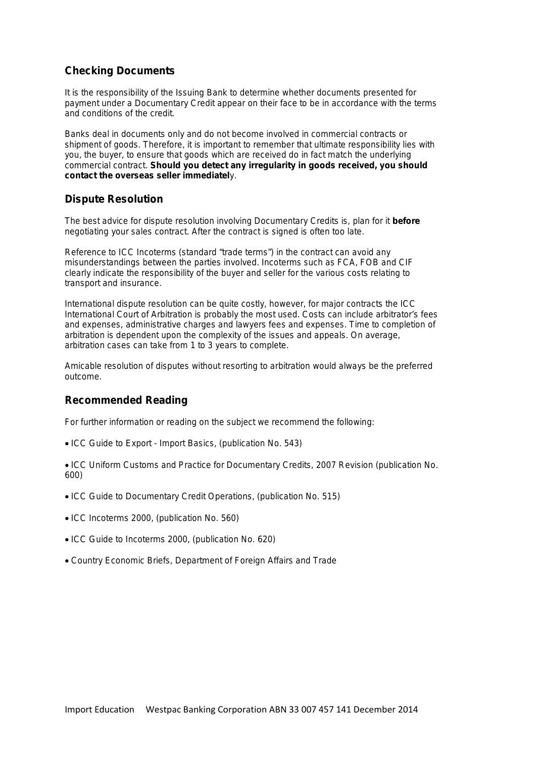## Checking Documents

It is the responsibility of the Issuing Bank to determine whether documents presented for payment under a Documentary Credit appear on their face to be in accordance with the terms and conditions of the credit.

Banks deal in documents only and do not become involved in commercial contracts or shipment of goods. Therefore, it is important to remember that ultimate responsibility lies with you, the buyer, to ensure that goods which are received do in fact match the underlying commercial contract. **Should you detect any irregularity in goods received, you should contact the overseas seller immediatel**y.

## Dispute Resolution

The best advice for dispute resolution involving Documentary Credits is, plan for it **before** negotiating your sales contract. After the contract is signed is often too late.

Reference to ICC Incoterms (standard "trade terms") in the contract can avoid any misunderstandings between the parties involved. Incoterms such as FCA, FOB and CIF clearly indicate the responsibility of the buyer and seller for the various costs relating to transport and insurance.

International dispute resolution can be quite costly, however, for major contracts the ICC International Court of Arbitration is probably the most used. Costs can include arbitrator's fees and expenses, administrative charges and lawyers fees and expenses. Time to completion of arbitration is dependent upon the complexity of the issues and appeals. On average, arbitration cases can take from 1 to 3 years to complete.

Amicable resolution of disputes without resorting to arbitration would always be the preferred outcome.

## Recommended Reading

For further information or reading on the subject we recommend the following:

- ICC Guide to Export - Import Basics, (publication No. 543)
- ICC Uniform Customs and Practice for Documentary Credits, 2007 Revision (publication No. 600)
- ICC Guide to Documentary Credit Operations, (publication No. 515)
- ICC Incoterms 2000, (publication No. 560)
- ICC Guide to Incoterms 2000, (publication No. 620)
- Country Economic Briefs, Department of Foreign Affairs and Trade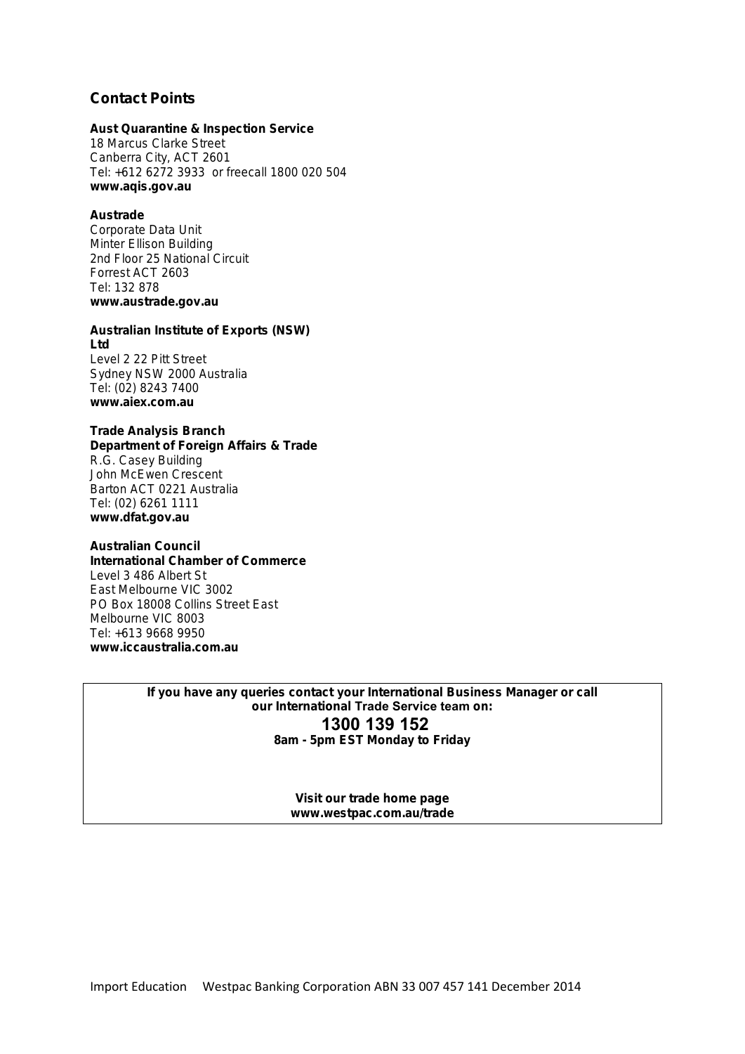## Contact Points

**Aust Quarantine & Inspection Service**
18 Marcus Clarke Street
Canberra City, ACT 2601
Tel: +612 6272 3933 or freecall 1800 020 504
**www.aqis.gov.au**

**Austrade**
Corporate Data Unit
Minter Ellison Building
2nd Floor 25 National Circuit
Forrest ACT 2603
Tel: 132 878
**www.austrade.gov.au**

**Australian Institute of Exports (NSW) Ltd**
Level 2 22 Pitt Street
Sydney NSW 2000 Australia
Tel: (02) 8243 7400
**www.aiex.com.au**

**Trade Analysis Branch**
**Department of Foreign Affairs & Trade**
R.G. Casey Building
John McEwen Crescent
Barton ACT 0221 Australia
Tel: (02) 6261 1111
**www.dfat.gov.au**

**Australian Council**
**International Chamber of Commerce**
Level 3 486 Albert St
East Melbourne VIC 3002
PO Box 18008 Collins Street East
Melbourne VIC 8003
Tel: +613 9668 9950
**www.iccaustralia.com.au**

**If you have any queries contact your International Business Manager or call our International Trade Service team on:**

**1300 139 152**

**8am - 5pm EST Monday to Friday**

**Visit our trade home page**
**www.westpac.com.au/trade**